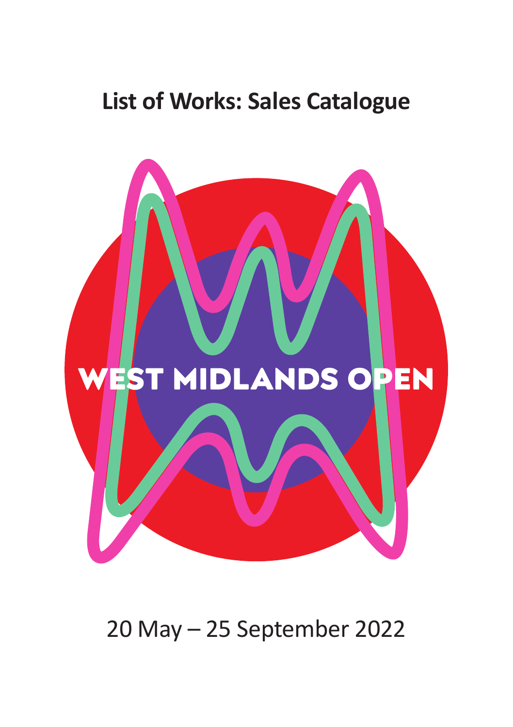# List of Works: Sales Catalogue

WEST MIDLANDS OPEN

20 May – 25 September 2022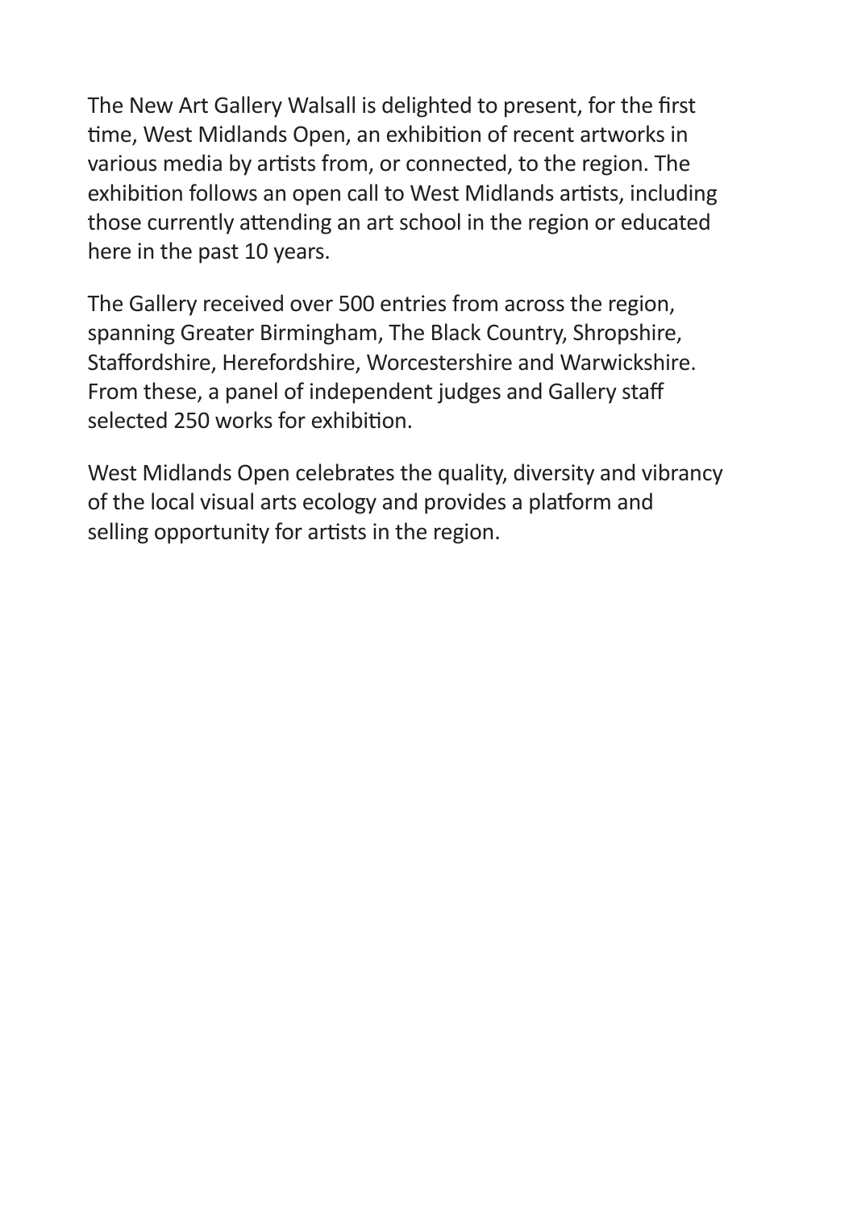The New Art Gallery Walsall is delighted to present, for the first time, West Midlands Open, an exhibition of recent artworks in various media by artists from, or connected, to the region. The exhibition follows an open call to West Midlands artists, including those currently attending an art school in the region or educated here in the past 10 years.

The Gallery received over 500 entries from across the region, spanning Greater Birmingham, The Black Country, Shropshire, Staffordshire, Herefordshire, Worcestershire and Warwickshire. From these, a panel of independent judges and Gallery staff selected 250 works for exhibition.

West Midlands Open celebrates the quality, diversity and vibrancy of the local visual arts ecology and provides a platform and selling opportunity for artists in the region.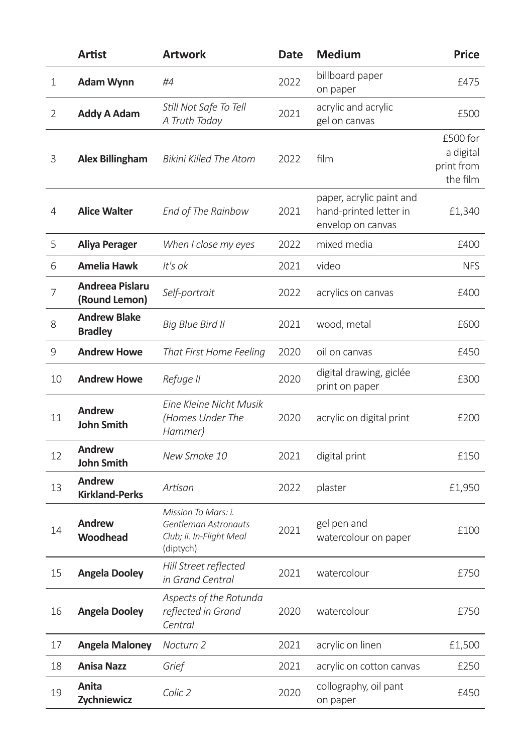| | Artist | Artwork | Date | Medium | Price |
|---|---|---|---|---|---|
| 1 | **Adam Wynn** | *#4* | 2022 | billboard paper on paper | £475 |
| 2 | **Addy A Adam** | *Still Not Safe To Tell A Truth Today* | 2021 | acrylic and acrylic gel on canvas | £500 |
| 3 | **Alex Billingham** | *Bikini Killed The Atom* | 2022 | film | £500 for a digital print from the film |
| 4 | **Alice Walter** | *End of The Rainbow* | 2021 | paper, acrylic paint and hand-printed letter in envelop on canvas | £1,340 |
| 5 | **Aliya Perager** | *When I close my eyes* | 2022 | mixed media | £400 |
| 6 | **Amelia Hawk** | *It's ok* | 2021 | video | NFS |
| 7 | **Andreea Pislaru (Round Lemon)** | *Self-portrait* | 2022 | acrylics on canvas | £400 |
| 8 | **Andrew Blake Bradley** | *Big Blue Bird II* | 2021 | wood, metal | £600 |
| 9 | **Andrew Howe** | *That First Home Feeling* | 2020 | oil on canvas | £450 |
| 10 | **Andrew Howe** | *Refuge II* | 2020 | digital drawing, giclée print on paper | £300 |
| 11 | **Andrew John Smith** | *Eine Kleine Nicht Musik (Homes Under The Hammer)* | 2020 | acrylic on digital print | £200 |
| 12 | **Andrew John Smith** | *New Smoke 10* | 2021 | digital print | £150 |
| 13 | **Andrew Kirkland-Perks** | *Artisan* | 2022 | plaster | £1,950 |
| 14 | **Andrew Woodhead** | *Mission To Mars: i. Gentleman Astronauts Club; ii. In-Flight Meal* (diptych) | 2021 | gel pen and watercolour on paper | £100 |
| 15 | **Angela Dooley** | *Hill Street reflected in Grand Central* | 2021 | watercolour | £750 |
| 16 | **Angela Dooley** | *Aspects of the Rotunda reflected in Grand Central* | 2020 | watercolour | £750 |
| 17 | **Angela Maloney** | *Nocturn 2* | 2021 | acrylic on linen | £1,500 |
| 18 | **Anisa Nazz** | *Grief* | 2021 | acrylic on cotton canvas | £250 |
| 19 | **Anita Zychniewicz** | *Colic 2* | 2020 | collography, oil pant on paper | £450 |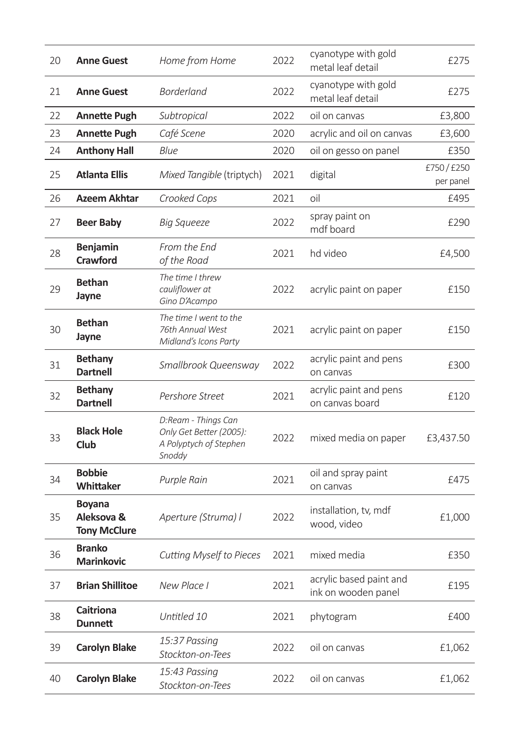| | | | | | |
|---|---|---|---|---|---|
| 20 | **Anne Guest** | *Home from Home* | 2022 | cyanotype with gold metal leaf detail | £275 |
| 21 | **Anne Guest** | *Borderland* | 2022 | cyanotype with gold metal leaf detail | £275 |
| 22 | **Annette Pugh** | *Subtropical* | 2022 | oil on canvas | £3,800 |
| 23 | **Annette Pugh** | *Café Scene* | 2020 | acrylic and oil on canvas | £3,600 |
| 24 | **Anthony Hall** | *Blue* | 2020 | oil on gesso on panel | £350 |
| 25 | **Atlanta Ellis** | *Mixed Tangible* (triptych) | 2021 | digital | £750 / £250 per panel |
| 26 | **Azeem Akhtar** | *Crooked Cops* | 2021 | oil | £495 |
| 27 | **Beer Baby** | *Big Squeeze* | 2022 | spray paint on mdf board | £290 |
| 28 | **Benjamin Crawford** | *From the End of the Road* | 2021 | hd video | £4,500 |
| 29 | **Bethan Jayne** | *The time I threw cauliflower at Gino D'Acampo* | 2022 | acrylic paint on paper | £150 |
| 30 | **Bethan Jayne** | *The time I went to the 76th Annual West Midland's Icons Party* | 2021 | acrylic paint on paper | £150 |
| 31 | **Bethany Dartnell** | *Smallbrook Queensway* | 2022 | acrylic paint and pens on canvas | £300 |
| 32 | **Bethany Dartnell** | *Pershore Street* | 2021 | acrylic paint and pens on canvas board | £120 |
| 33 | **Black Hole Club** | *D:Ream - Things Can Only Get Better (2005): A Polyptych of Stephen Snoddy* | 2022 | mixed media on paper | £3,437.50 |
| 34 | **Bobbie Whittaker** | *Purple Rain* | 2021 | oil and spray paint on canvas | £475 |
| 35 | **Boyana Aleksova & Tony McClure** | *Aperture (Struma) I* | 2022 | installation, tv, mdf wood, video | £1,000 |
| 36 | **Branko Marinkovic** | *Cutting Myself to Pieces* | 2021 | mixed media | £350 |
| 37 | **Brian Shillitoe** | *New Place I* | 2021 | acrylic based paint and ink on wooden panel | £195 |
| 38 | **Caitriona Dunnett** | *Untitled 10* | 2021 | phytogram | £400 |
| 39 | **Carolyn Blake** | *15:37 Passing Stockton-on-Tees* | 2022 | oil on canvas | £1,062 |
| 40 | **Carolyn Blake** | *15:43 Passing Stockton-on-Tees* | 2022 | oil on canvas | £1,062 |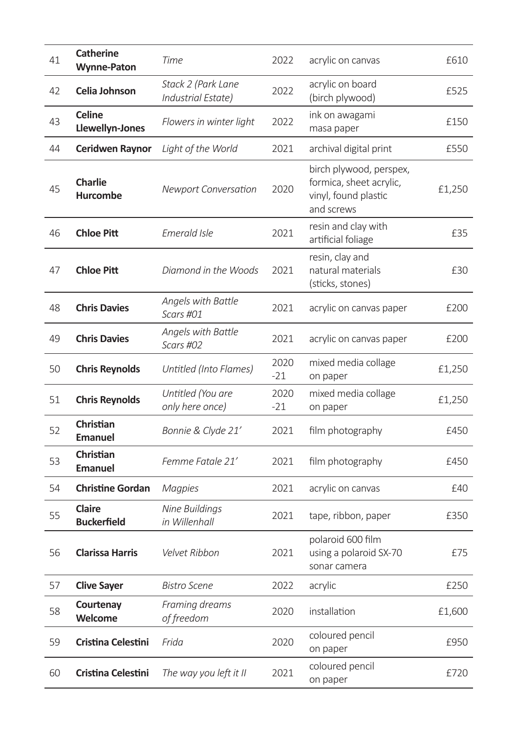| | | | | | |
|---|---|---|---|---|---|
| 41 | **Catherine Wynne-Paton** | *Time* | 2022 | acrylic on canvas | £610 |
| 42 | **Celia Johnson** | *Stack 2 (Park Lane Industrial Estate)* | 2022 | acrylic on board (birch plywood) | £525 |
| 43 | **Celine Llewellyn-Jones** | *Flowers in winter light* | 2022 | ink on awagami masa paper | £150 |
| 44 | **Ceridwen Raynor** | *Light of the World* | 2021 | archival digital print | £550 |
| 45 | **Charlie Hurcombe** | *Newport Conversation* | 2020 | birch plywood, perspex, formica, sheet acrylic, vinyl, found plastic and screws | £1,250 |
| 46 | **Chloe Pitt** | *Emerald Isle* | 2021 | resin and clay with artificial foliage | £35 |
| 47 | **Chloe Pitt** | *Diamond in the Woods* | 2021 | resin, clay and natural materials (sticks, stones) | £30 |
| 48 | **Chris Davies** | *Angels with Battle Scars #01* | 2021 | acrylic on canvas paper | £200 |
| 49 | **Chris Davies** | *Angels with Battle Scars #02* | 2021 | acrylic on canvas paper | £200 |
| 50 | **Chris Reynolds** | *Untitled (Into Flames)* | 2020-21 | mixed media collage on paper | £1,250 |
| 51 | **Chris Reynolds** | *Untitled (You are only here once)* | 2020-21 | mixed media collage on paper | £1,250 |
| 52 | **Christian Emanuel** | *Bonnie & Clyde 21'* | 2021 | film photography | £450 |
| 53 | **Christian Emanuel** | *Femme Fatale 21'* | 2021 | film photography | £450 |
| 54 | **Christine Gordan** | *Magpies* | 2021 | acrylic on canvas | £40 |
| 55 | **Claire Buckerfield** | *Nine Buildings in Willenhall* | 2021 | tape, ribbon, paper | £350 |
| 56 | **Clarissa Harris** | *Velvet Ribbon* | 2021 | polaroid 600 film using a polaroid SX-70 sonar camera | £75 |
| 57 | **Clive Sayer** | *Bistro Scene* | 2022 | acrylic | £250 |
| 58 | **Courtenay Welcome** | *Framing dreams of freedom* | 2020 | installation | £1,600 |
| 59 | **Cristina Celestini** | *Frida* | 2020 | coloured pencil on paper | £950 |
| 60 | **Cristina Celestini** | *The way you left it II* | 2021 | coloured pencil on paper | £720 |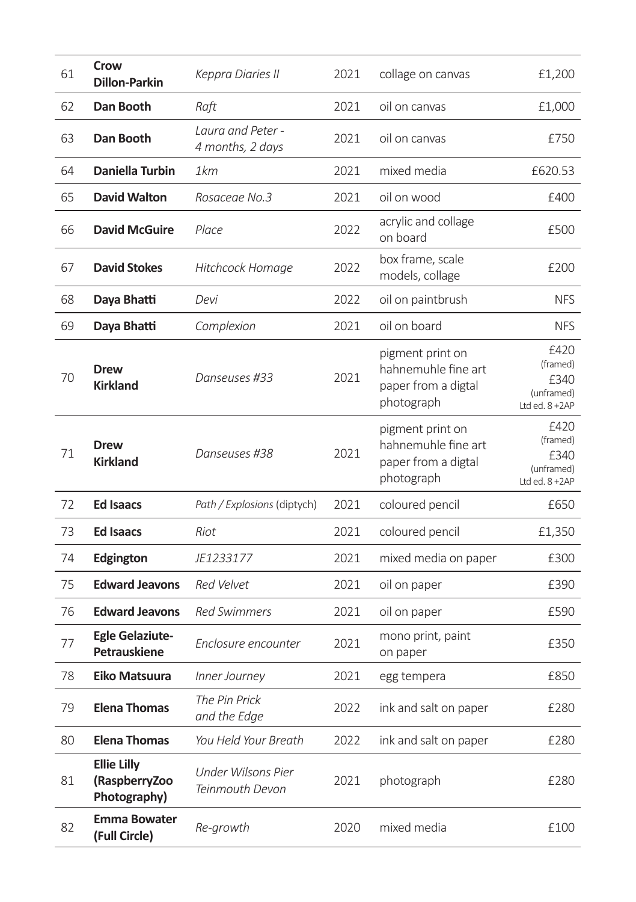| | | | | | |
|---|---|---|---|---|---|
| 61 | **Crow Dillon-Parkin** | *Keppra Diaries II* | 2021 | collage on canvas | £1,200 |
| 62 | **Dan Booth** | *Raft* | 2021 | oil on canvas | £1,000 |
| 63 | **Dan Booth** | *Laura and Peter - 4 months, 2 days* | 2021 | oil on canvas | £750 |
| 64 | **Daniella Turbin** | *1km* | 2021 | mixed media | £620.53 |
| 65 | **David Walton** | *Rosaceae No.3* | 2021 | oil on wood | £400 |
| 66 | **David McGuire** | *Place* | 2022 | acrylic and collage on board | £500 |
| 67 | **David Stokes** | *Hitchcock Homage* | 2022 | box frame, scale models, collage | £200 |
| 68 | **Daya Bhatti** | *Devi* | 2022 | oil on paintbrush | NFS |
| 69 | **Daya Bhatti** | *Complexion* | 2021 | oil on board | NFS |
| 70 | **Drew Kirkland** | *Danseuses #33* | 2021 | pigment print on hahnemuhle fine art paper from a digtal photograph | £420 (framed) £340 (unframed) Ltd ed. 8 +2AP |
| 71 | **Drew Kirkland** | *Danseuses #38* | 2021 | pigment print on hahnemuhle fine art paper from a digtal photograph | £420 (framed) £340 (unframed) Ltd ed. 8 +2AP |
| 72 | **Ed Isaacs** | *Path / Explosions* (diptych) | 2021 | coloured pencil | £650 |
| 73 | **Ed Isaacs** | *Riot* | 2021 | coloured pencil | £1,350 |
| 74 | **Edgington** | *JE1233177* | 2021 | mixed media on paper | £300 |
| 75 | **Edward Jeavons** | *Red Velvet* | 2021 | oil on paper | £390 |
| 76 | **Edward Jeavons** | *Red Swimmers* | 2021 | oil on paper | £590 |
| 77 | **Egle Gelaziute-Petrauskiene** | *Enclosure encounter* | 2021 | mono print, paint on paper | £350 |
| 78 | **Eiko Matsuura** | *Inner Journey* | 2021 | egg tempera | £850 |
| 79 | **Elena Thomas** | *The Pin Prick and the Edge* | 2022 | ink and salt on paper | £280 |
| 80 | **Elena Thomas** | *You Held Your Breath* | 2022 | ink and salt on paper | £280 |
| 81 | **Ellie Lilly (RaspberryZoo Photography)** | *Under Wilsons Pier Teinmouth Devon* | 2021 | photograph | £280 |
| 82 | **Emma Bowater (Full Circle)** | *Re-growth* | 2020 | mixed media | £100 |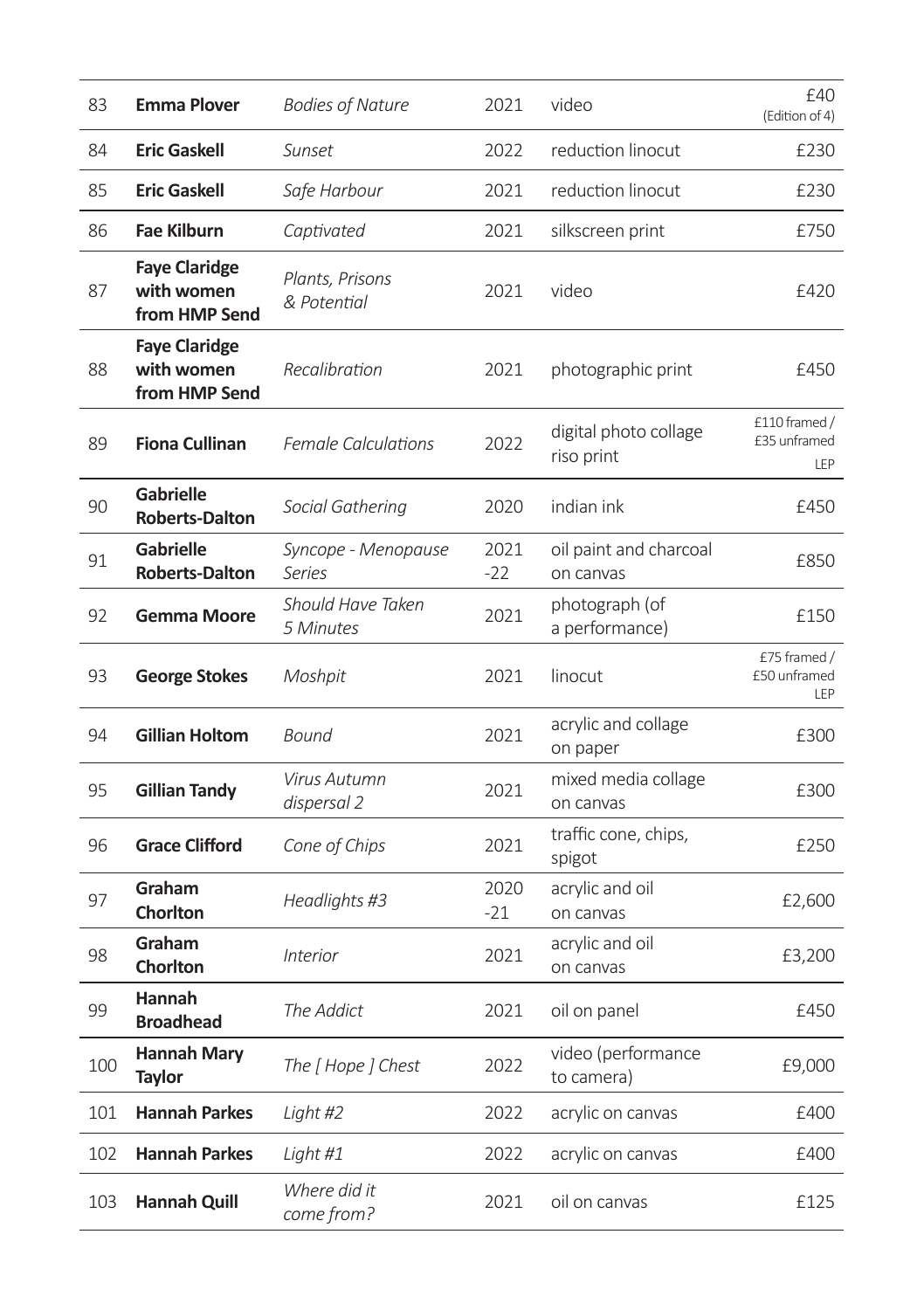| | | | | | |
|---|---|---|---|---|---|
| 83 | **Emma Plover** | *Bodies of Nature* | 2021 | video | £40 (Edition of 4) |
| 84 | **Eric Gaskell** | *Sunset* | 2022 | reduction linocut | £230 |
| 85 | **Eric Gaskell** | *Safe Harbour* | 2021 | reduction linocut | £230 |
| 86 | **Fae Kilburn** | *Captivated* | 2021 | silkscreen print | £750 |
| 87 | **Faye Claridge with women from HMP Send** | *Plants, Prisons & Potential* | 2021 | video | £420 |
| 88 | **Faye Claridge with women from HMP Send** | *Recalibration* | 2021 | photographic print | £450 |
| 89 | **Fiona Cullinan** | *Female Calculations* | 2022 | digital photo collage riso print | £110 framed / £35 unframed LEP |
| 90 | **Gabrielle Roberts-Dalton** | *Social Gathering* | 2020 | indian ink | £450 |
| 91 | **Gabrielle Roberts-Dalton** | *Syncope - Menopause Series* | 2021-22 | oil paint and charcoal on canvas | £850 |
| 92 | **Gemma Moore** | *Should Have Taken 5 Minutes* | 2021 | photograph (of a performance) | £150 |
| 93 | **George Stokes** | *Moshpit* | 2021 | linocut | £75 framed / £50 unframed LEP |
| 94 | **Gillian Holtom** | *Bound* | 2021 | acrylic and collage on paper | £300 |
| 95 | **Gillian Tandy** | *Virus Autumn dispersal 2* | 2021 | mixed media collage on canvas | £300 |
| 96 | **Grace Clifford** | *Cone of Chips* | 2021 | traffic cone, chips, spigot | £250 |
| 97 | **Graham Chorlton** | *Headlights #3* | 2020-21 | acrylic and oil on canvas | £2,600 |
| 98 | **Graham Chorlton** | *Interior* | 2021 | acrylic and oil on canvas | £3,200 |
| 99 | **Hannah Broadhead** | *The Addict* | 2021 | oil on panel | £450 |
| 100 | **Hannah Mary Taylor** | *The [ Hope ] Chest* | 2022 | video (performance to camera) | £9,000 |
| 101 | **Hannah Parkes** | *Light #2* | 2022 | acrylic on canvas | £400 |
| 102 | **Hannah Parkes** | *Light #1* | 2022 | acrylic on canvas | £400 |
| 103 | **Hannah Quill** | *Where did it come from?* | 2021 | oil on canvas | £125 |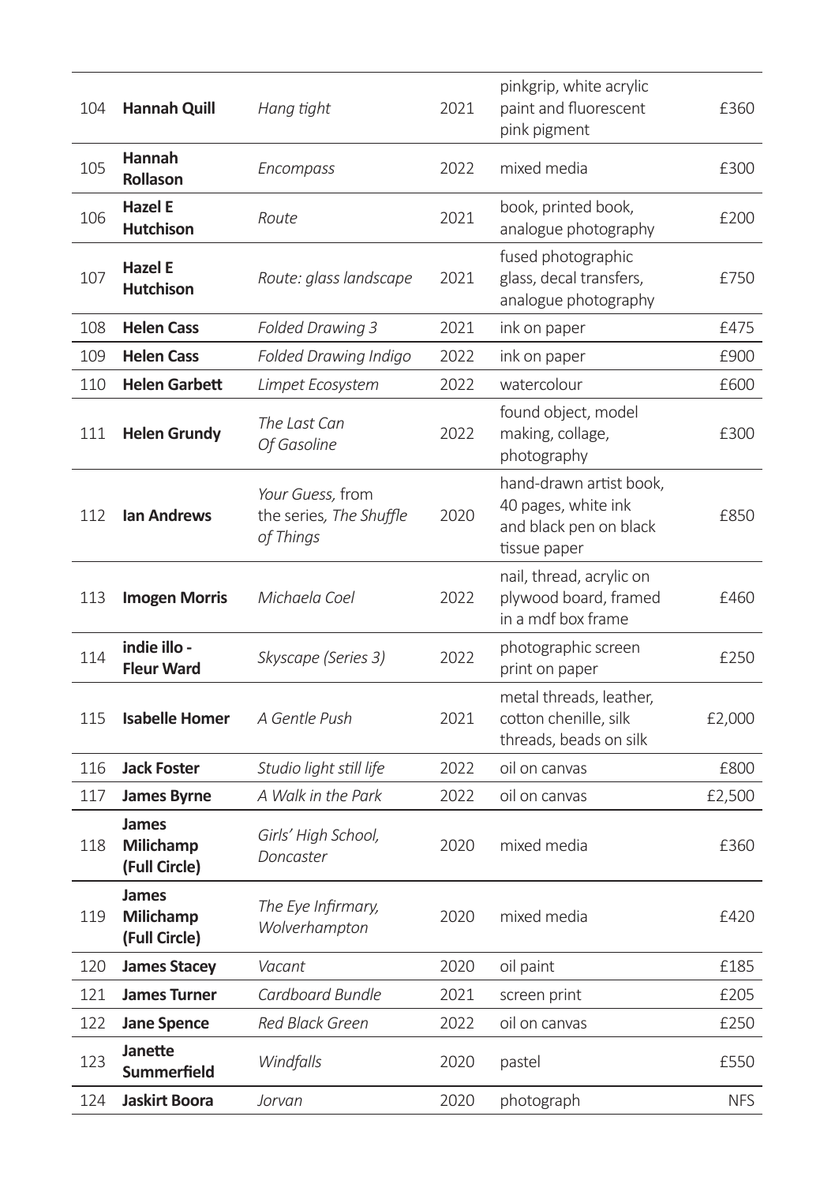| | | | | | |
|---|---|---|---|---|---|
| 104 | **Hannah Quill** | *Hang tight* | 2021 | pinkgrip, white acrylic paint and fluorescent pink pigment | £360 |
| 105 | **Hannah Rollason** | *Encompass* | 2022 | mixed media | £300 |
| 106 | **Hazel E Hutchison** | *Route* | 2021 | book, printed book, analogue photography | £200 |
| 107 | **Hazel E Hutchison** | *Route: glass landscape* | 2021 | fused photographic glass, decal transfers, analogue photography | £750 |
| 108 | **Helen Cass** | *Folded Drawing 3* | 2021 | ink on paper | £475 |
| 109 | **Helen Cass** | *Folded Drawing Indigo* | 2022 | ink on paper | £900 |
| 110 | **Helen Garbett** | *Limpet Ecosystem* | 2022 | watercolour | £600 |
| 111 | **Helen Grundy** | *The Last Can Of Gasoline* | 2022 | found object, model making, collage, photography | £300 |
| 112 | **Ian Andrews** | *Your Guess,* from the series, *The Shuffle of Things* | 2020 | hand-drawn artist book, 40 pages, white ink and black pen on black tissue paper | £850 |
| 113 | **Imogen Morris** | *Michaela Coel* | 2022 | nail, thread, acrylic on plywood board, framed in a mdf box frame | £460 |
| 114 | **indie illo - Fleur Ward** | *Skyscape (Series 3)* | 2022 | photographic screen print on paper | £250 |
| 115 | **Isabelle Homer** | *A Gentle Push* | 2021 | metal threads, leather, cotton chenille, silk threads, beads on silk | £2,000 |
| 116 | **Jack Foster** | *Studio light still life* | 2022 | oil on canvas | £800 |
| 117 | **James Byrne** | *A Walk in the Park* | 2022 | oil on canvas | £2,500 |
| 118 | **James Milichamp (Full Circle)** | *Girls' High School, Doncaster* | 2020 | mixed media | £360 |
| 119 | **James Milichamp (Full Circle)** | *The Eye Infirmary, Wolverhampton* | 2020 | mixed media | £420 |
| 120 | **James Stacey** | *Vacant* | 2020 | oil paint | £185 |
| 121 | **James Turner** | *Cardboard Bundle* | 2021 | screen print | £205 |
| 122 | **Jane Spence** | *Red Black Green* | 2022 | oil on canvas | £250 |
| 123 | **Janette Summerfield** | *Windfalls* | 2020 | pastel | £550 |
| 124 | **Jaskirt Boora** | *Jorvan* | 2020 | photograph | NFS |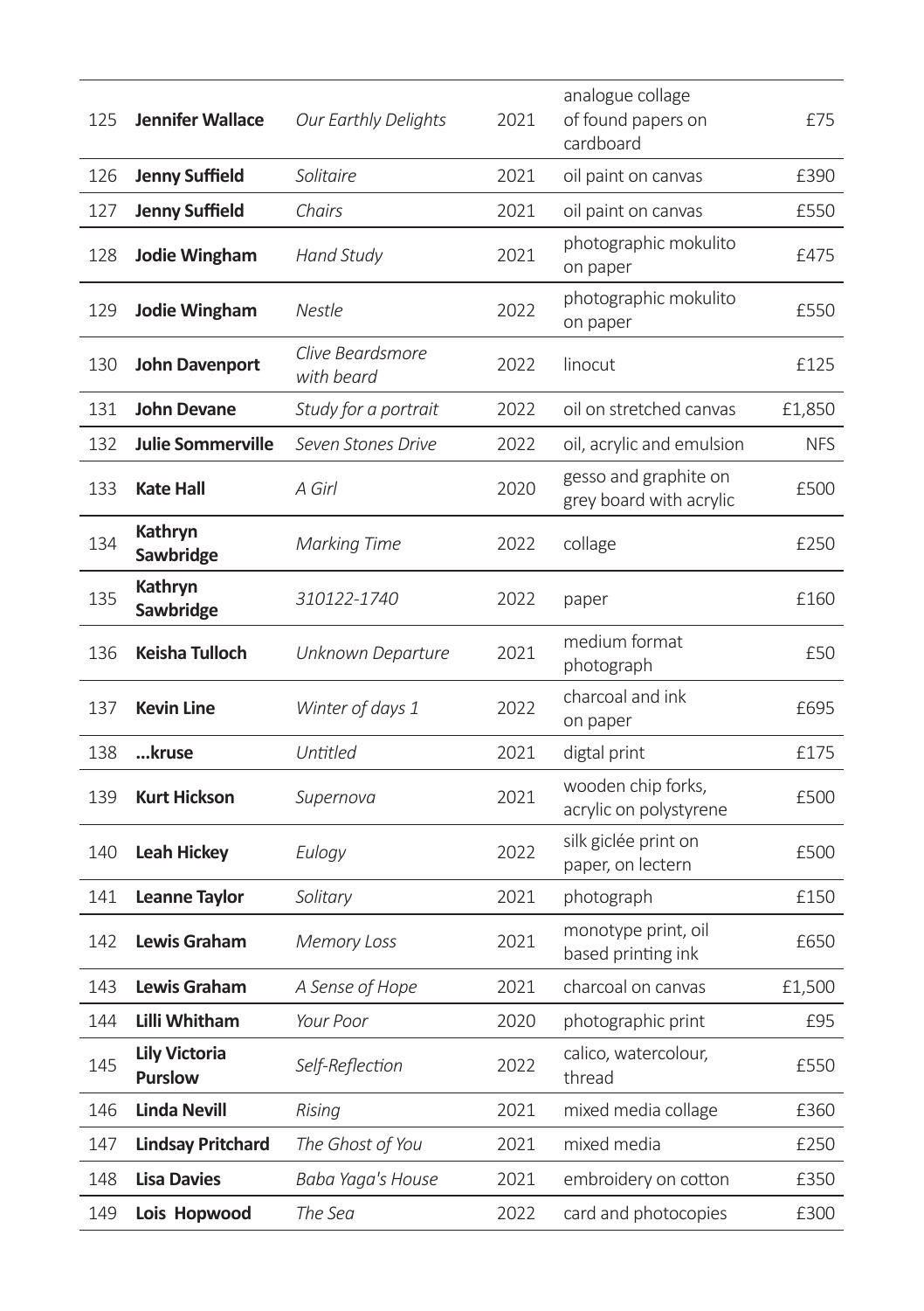| | | | | | |
|---|---|---|---|---|---|
| 125 | **Jennifer Wallace** | *Our Earthly Delights* | 2021 | analogue collage of found papers on cardboard | £75 |
| 126 | **Jenny Suffield** | *Solitaire* | 2021 | oil paint on canvas | £390 |
| 127 | **Jenny Suffield** | *Chairs* | 2021 | oil paint on canvas | £550 |
| 128 | **Jodie Wingham** | *Hand Study* | 2021 | photographic mokulito on paper | £475 |
| 129 | **Jodie Wingham** | *Nestle* | 2022 | photographic mokulito on paper | £550 |
| 130 | **John Davenport** | *Clive Beardsmore with beard* | 2022 | linocut | £125 |
| 131 | **John Devane** | *Study for a portrait* | 2022 | oil on stretched canvas | £1,850 |
| 132 | **Julie Sommerville** | *Seven Stones Drive* | 2022 | oil, acrylic and emulsion | NFS |
| 133 | **Kate Hall** | *A Girl* | 2020 | gesso and graphite on grey board with acrylic | £500 |
| 134 | **Kathryn Sawbridge** | *Marking Time* | 2022 | collage | £250 |
| 135 | **Kathryn Sawbridge** | *310122-1740* | 2022 | paper | £160 |
| 136 | **Keisha Tulloch** | *Unknown Departure* | 2021 | medium format photograph | £50 |
| 137 | **Kevin Line** | *Winter of days 1* | 2022 | charcoal and ink on paper | £695 |
| 138 | **...kruse** | *Untitled* | 2021 | digtal print | £175 |
| 139 | **Kurt Hickson** | *Supernova* | 2021 | wooden chip forks, acrylic on polystyrene | £500 |
| 140 | **Leah Hickey** | *Eulogy* | 2022 | silk giclée print on paper, on lectern | £500 |
| 141 | **Leanne Taylor** | *Solitary* | 2021 | photograph | £150 |
| 142 | **Lewis Graham** | *Memory Loss* | 2021 | monotype print, oil based printing ink | £650 |
| 143 | **Lewis Graham** | *A Sense of Hope* | 2021 | charcoal on canvas | £1,500 |
| 144 | **Lilli Whitham** | *Your Poor* | 2020 | photographic print | £95 |
| 145 | **Lily Victoria Purslow** | *Self-Reflection* | 2022 | calico, watercolour, thread | £550 |
| 146 | **Linda Nevill** | *Rising* | 2021 | mixed media collage | £360 |
| 147 | **Lindsay Pritchard** | *The Ghost of You* | 2021 | mixed media | £250 |
| 148 | **Lisa Davies** | *Baba Yaga's House* | 2021 | embroidery on cotton | £350 |
| 149 | **Lois Hopwood** | *The Sea* | 2022 | card and photocopies | £300 |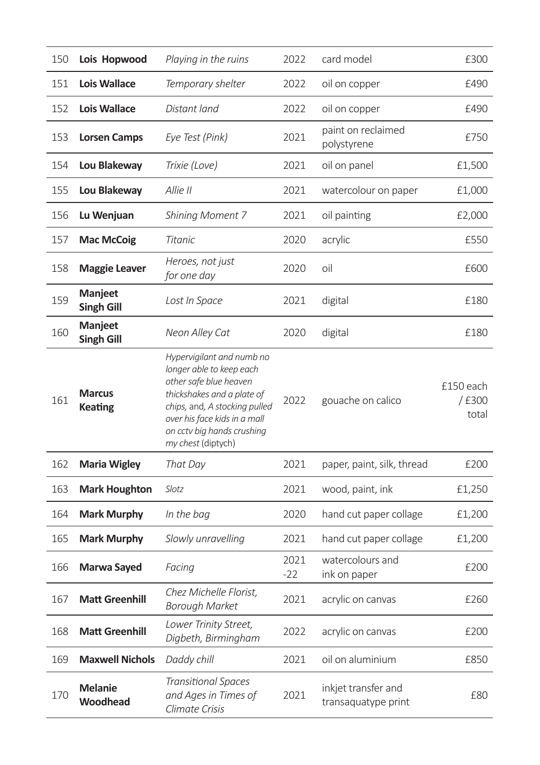| | | | | | |
|---|---|---|---|---|---|
| 150 | **Lois Hopwood** | *Playing in the ruins* | 2022 | card model | £300 |
| 151 | **Lois Wallace** | *Temporary shelter* | 2022 | oil on copper | £490 |
| 152 | **Lois Wallace** | *Distant land* | 2022 | oil on copper | £490 |
| 153 | **Lorsen Camps** | *Eye Test (Pink)* | 2021 | paint on reclaimed polystyrene | £750 |
| 154 | **Lou Blakeway** | *Trixie (Love)* | 2021 | oil on panel | £1,500 |
| 155 | **Lou Blakeway** | *Allie II* | 2021 | watercolour on paper | £1,000 |
| 156 | **Lu Wenjuan** | *Shining Moment 7* | 2021 | oil painting | £2,000 |
| 157 | **Mac McCoig** | *Titanic* | 2020 | acrylic | £550 |
| 158 | **Maggie Leaver** | *Heroes, not just for one day* | 2020 | oil | £600 |
| 159 | **Manjeet Singh Gill** | *Lost In Space* | 2021 | digital | £180 |
| 160 | **Manjeet Singh Gill** | *Neon Alley Cat* | 2020 | digital | £180 |
| 161 | **Marcus Keating** | *Hypervigilant and numb no longer able to keep each other safe blue heaven thickshakes and a plate of chips,* and, *A stocking pulled over his face kids in a mall on cctv big hands crushing my chest* (diptych) | 2022 | gouache on calico | £150 each / £300 total |
| 162 | **Maria Wigley** | *That Day* | 2021 | paper, paint, silk, thread | £200 |
| 163 | **Mark Houghton** | *Slotz* | 2021 | wood, paint, ink | £1,250 |
| 164 | **Mark Murphy** | *In the bag* | 2020 | hand cut paper collage | £1,200 |
| 165 | **Mark Murphy** | *Slowly unravelling* | 2021 | hand cut paper collage | £1,200 |
| 166 | **Marwa Sayed** | *Facing* | 2021-22 | watercolours and ink on paper | £200 |
| 167 | **Matt Greenhill** | *Chez Michelle Florist, Borough Market* | 2021 | acrylic on canvas | £260 |
| 168 | **Matt Greenhill** | *Lower Trinity Street, Digbeth, Birmingham* | 2022 | acrylic on canvas | £200 |
| 169 | **Maxwell Nichols** | *Daddy chill* | 2021 | oil on aluminium | £850 |
| 170 | **Melanie Woodhead** | *Transitional Spaces and Ages in Times of Climate Crisis* | 2021 | inkjet transfer and transaquatype print | £80 |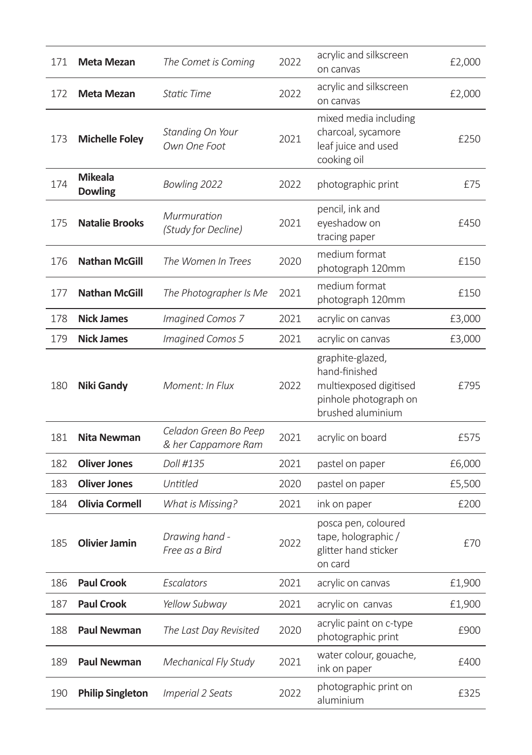| 171 | **Meta Mezan** | *The Comet is Coming* | 2022 | acrylic and silkscreen on canvas | £2,000 |
|---|---|---|---|---|---|
| 172 | **Meta Mezan** | *Static Time* | 2022 | acrylic and silkscreen on canvas | £2,000 |
| 173 | **Michelle Foley** | *Standing On Your Own One Foot* | 2021 | mixed media including charcoal, sycamore leaf juice and used cooking oil | £250 |
| 174 | **Mikeala Dowling** | *Bowling 2022* | 2022 | photographic print | £75 |
| 175 | **Natalie Brooks** | *Murmuration (Study for Decline)* | 2021 | pencil, ink and eyeshadow on tracing paper | £450 |
| 176 | **Nathan McGill** | *The Women In Trees* | 2020 | medium format photograph 120mm | £150 |
| 177 | **Nathan McGill** | *The Photographer Is Me* | 2021 | medium format photograph 120mm | £150 |
| 178 | **Nick James** | *Imagined Comos 7* | 2021 | acrylic on canvas | £3,000 |
| 179 | **Nick James** | *Imagined Comos 5* | 2021 | acrylic on canvas | £3,000 |
| 180 | **Niki Gandy** | *Moment: In Flux* | 2022 | graphite-glazed, hand-finished multiexposed digitised pinhole photograph on brushed aluminium | £795 |
| 181 | **Nita Newman** | *Celadon Green Bo Peep & her Cappamore Ram* | 2021 | acrylic on board | £575 |
| 182 | **Oliver Jones** | *Doll #135* | 2021 | pastel on paper | £6,000 |
| 183 | **Oliver Jones** | *Untitled* | 2020 | pastel on paper | £5,500 |
| 184 | **Olivia Cormell** | *What is Missing?* | 2021 | ink on paper | £200 |
| 185 | **Olivier Jamin** | *Drawing hand - Free as a Bird* | 2022 | posca pen, coloured tape, holographic / glitter hand sticker on card | £70 |
| 186 | **Paul Crook** | *Escalators* | 2021 | acrylic on canvas | £1,900 |
| 187 | **Paul Crook** | *Yellow Subway* | 2021 | acrylic on canvas | £1,900 |
| 188 | **Paul Newman** | *The Last Day Revisited* | 2020 | acrylic paint on c-type photographic print | £900 |
| 189 | **Paul Newman** | *Mechanical Fly Study* | 2021 | water colour, gouache, ink on paper | £400 |
| 190 | **Philip Singleton** | *Imperial 2 Seats* | 2022 | photographic print on aluminium | £325 |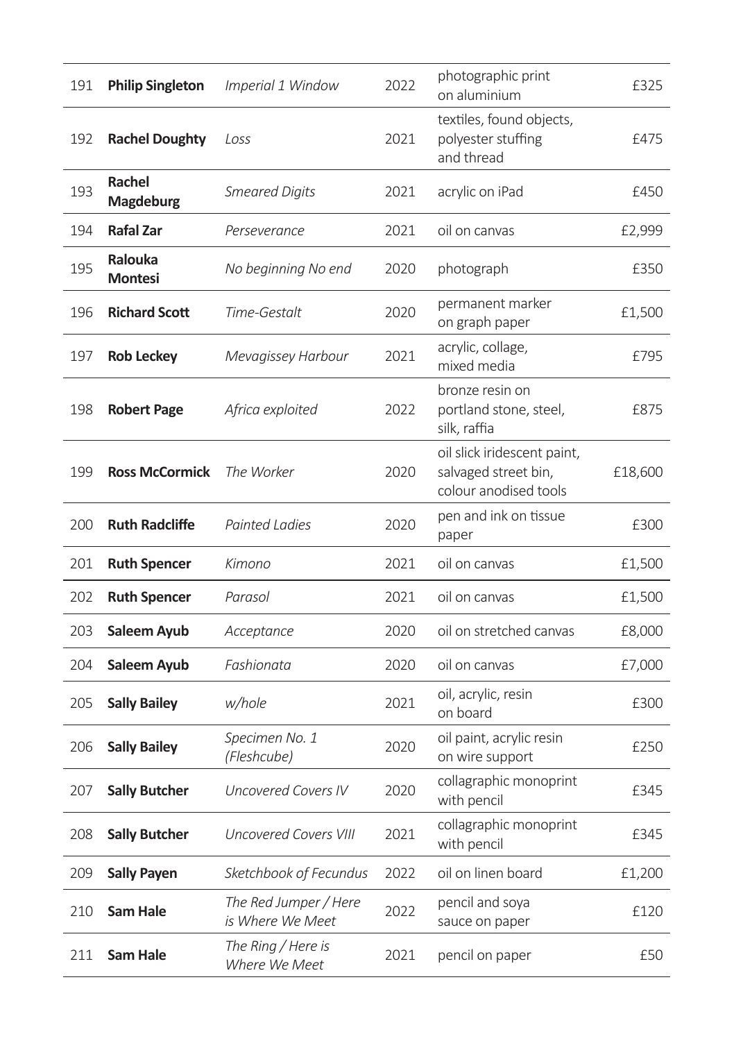| | | | | | |
|---|---|---|---|---|---|
| 191 | **Philip Singleton** | *Imperial 1 Window* | 2022 | photographic print on aluminium | £325 |
| 192 | **Rachel Doughty** | *Loss* | 2021 | textiles, found objects, polyester stuffing and thread | £475 |
| 193 | **Rachel Magdeburg** | *Smeared Digits* | 2021 | acrylic on iPad | £450 |
| 194 | **Rafal Zar** | *Perseverance* | 2021 | oil on canvas | £2,999 |
| 195 | **Ralouka Montesi** | *No beginning No end* | 2020 | photograph | £350 |
| 196 | **Richard Scott** | *Time-Gestalt* | 2020 | permanent marker on graph paper | £1,500 |
| 197 | **Rob Leckey** | *Mevagissey Harbour* | 2021 | acrylic, collage, mixed media | £795 |
| 198 | **Robert Page** | *Africa exploited* | 2022 | bronze resin on portland stone, steel, silk, raffia | £875 |
| 199 | **Ross McCormick** | *The Worker* | 2020 | oil slick iridescent paint, salvaged street bin, colour anodised tools | £18,600 |
| 200 | **Ruth Radcliffe** | *Painted Ladies* | 2020 | pen and ink on tissue paper | £300 |
| 201 | **Ruth Spencer** | *Kimono* | 2021 | oil on canvas | £1,500 |
| 202 | **Ruth Spencer** | *Parasol* | 2021 | oil on canvas | £1,500 |
| 203 | **Saleem Ayub** | *Acceptance* | 2020 | oil on stretched canvas | £8,000 |
| 204 | **Saleem Ayub** | *Fashionata* | 2020 | oil on canvas | £7,000 |
| 205 | **Sally Bailey** | *w/hole* | 2021 | oil, acrylic, resin on board | £300 |
| 206 | **Sally Bailey** | *Specimen No. 1 (Fleshcube)* | 2020 | oil paint, acrylic resin on wire support | £250 |
| 207 | **Sally Butcher** | *Uncovered Covers IV* | 2020 | collagraphic monoprint with pencil | £345 |
| 208 | **Sally Butcher** | *Uncovered Covers VIII* | 2021 | collagraphic monoprint with pencil | £345 |
| 209 | **Sally Payen** | *Sketchbook of Fecundus* | 2022 | oil on linen board | £1,200 |
| 210 | **Sam Hale** | *The Red Jumper / Here is Where We Meet* | 2022 | pencil and soya sauce on paper | £120 |
| 211 | **Sam Hale** | *The Ring / Here is Where We Meet* | 2021 | pencil on paper | £50 |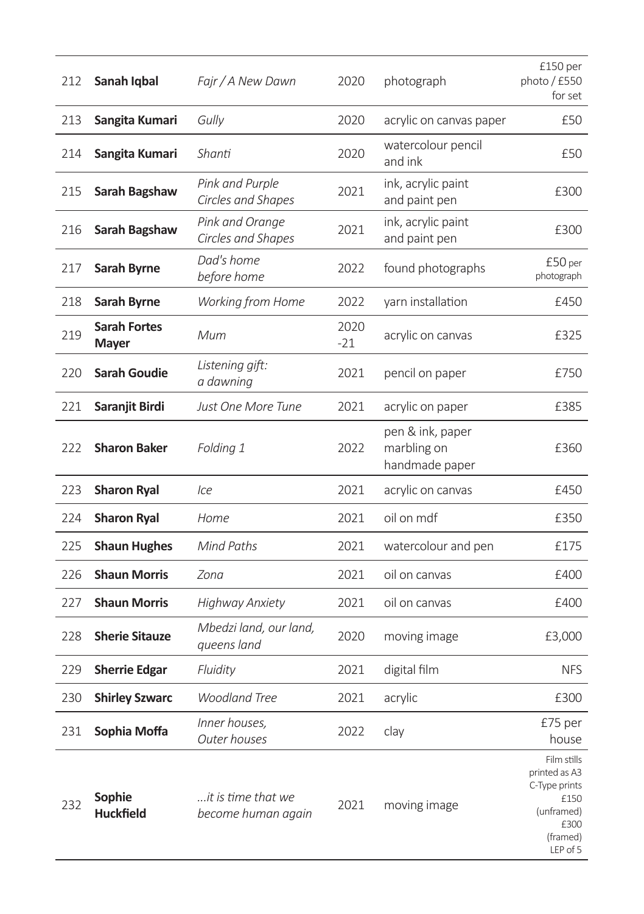| | | | | | |
|---|---|---|---|---|---|
| 212 | **Sanah Iqbal** | *Fajr / A New Dawn* | 2020 | photograph | £150 per photo / £550 for set |
| 213 | **Sangita Kumari** | *Gully* | 2020 | acrylic on canvas paper | £50 |
| 214 | **Sangita Kumari** | *Shanti* | 2020 | watercolour pencil and ink | £50 |
| 215 | **Sarah Bagshaw** | *Pink and Purple Circles and Shapes* | 2021 | ink, acrylic paint and paint pen | £300 |
| 216 | **Sarah Bagshaw** | *Pink and Orange Circles and Shapes* | 2021 | ink, acrylic paint and paint pen | £300 |
| 217 | **Sarah Byrne** | *Dad's home before home* | 2022 | found photographs | £50 per photograph |
| 218 | **Sarah Byrne** | *Working from Home* | 2022 | yarn installation | £450 |
| 219 | **Sarah Fortes Mayer** | *Mum* | 2020-21 | acrylic on canvas | £325 |
| 220 | **Sarah Goudie** | *Listening gift: a dawning* | 2021 | pencil on paper | £750 |
| 221 | **Saranjit Birdi** | *Just One More Tune* | 2021 | acrylic on paper | £385 |
| 222 | **Sharon Baker** | *Folding 1* | 2022 | pen & ink, paper marbling on handmade paper | £360 |
| 223 | **Sharon Ryal** | *Ice* | 2021 | acrylic on canvas | £450 |
| 224 | **Sharon Ryal** | *Home* | 2021 | oil on mdf | £350 |
| 225 | **Shaun Hughes** | *Mind Paths* | 2021 | watercolour and pen | £175 |
| 226 | **Shaun Morris** | *Zona* | 2021 | oil on canvas | £400 |
| 227 | **Shaun Morris** | *Highway Anxiety* | 2021 | oil on canvas | £400 |
| 228 | **Sherie Sitauze** | *Mbedzi land, our land, queens land* | 2020 | moving image | £3,000 |
| 229 | **Sherrie Edgar** | *Fluidity* | 2021 | digital film | NFS |
| 230 | **Shirley Szwarc** | *Woodland Tree* | 2021 | acrylic | £300 |
| 231 | **Sophia Moffa** | *Inner houses, Outer houses* | 2022 | clay | £75 per house |
| 232 | **Sophie Huckfield** | *...it is time that we become human again* | 2021 | moving image | Film stills printed as A3 C-Type prints £150 (unframed) £300 (framed) LEP of 5 |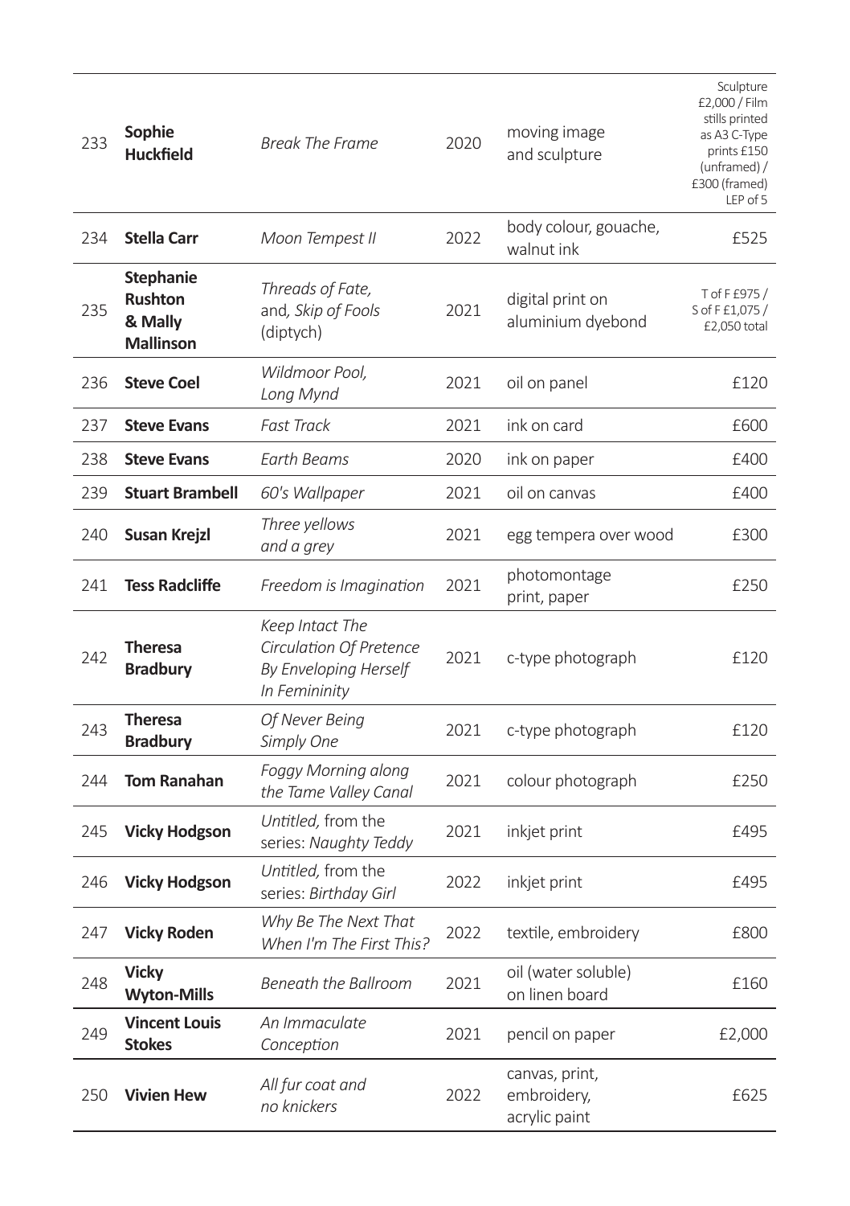| | | | | | |
|---|---|---|---|---|---|
| 233 | **Sophie Huckfield** | *Break The Frame* | 2020 | moving image and sculpture | Sculpture £2,000 / Film stills printed as A3 C-Type prints £150 (unframed) / £300 (framed) LEP of 5 |
| 234 | **Stella Carr** | *Moon Tempest II* | 2022 | body colour, gouache, walnut ink | £525 |
| 235 | **Stephanie Rushton & Mally Mallinson** | *Threads of Fate,* and, *Skip of Fools* (diptych) | 2021 | digital print on aluminium dyebond | T of F £975 / S of F £1,075 / £2,050 total |
| 236 | **Steve Coel** | *Wildmoor Pool, Long Mynd* | 2021 | oil on panel | £120 |
| 237 | **Steve Evans** | *Fast Track* | 2021 | ink on card | £600 |
| 238 | **Steve Evans** | *Earth Beams* | 2020 | ink on paper | £400 |
| 239 | **Stuart Brambell** | *60's Wallpaper* | 2021 | oil on canvas | £400 |
| 240 | **Susan Krejzl** | *Three yellows and a grey* | 2021 | egg tempera over wood | £300 |
| 241 | **Tess Radcliffe** | *Freedom is Imagination* | 2021 | photomontage print, paper | £250 |
| 242 | **Theresa Bradbury** | *Keep Intact The Circulation Of Pretence By Enveloping Herself In Femininity* | 2021 | c-type photograph | £120 |
| 243 | **Theresa Bradbury** | *Of Never Being Simply One* | 2021 | c-type photograph | £120 |
| 244 | **Tom Ranahan** | *Foggy Morning along the Tame Valley Canal* | 2021 | colour photograph | £250 |
| 245 | **Vicky Hodgson** | *Untitled,* from the series: *Naughty Teddy* | 2021 | inkjet print | £495 |
| 246 | **Vicky Hodgson** | *Untitled,* from the series: *Birthday Girl* | 2022 | inkjet print | £495 |
| 247 | **Vicky Roden** | *Why Be The Next That When I'm The First This?* | 2022 | textile, embroidery | £800 |
| 248 | **Vicky Wyton-Mills** | *Beneath the Ballroom* | 2021 | oil (water soluble) on linen board | £160 |
| 249 | **Vincent Louis Stokes** | *An Immaculate Conception* | 2021 | pencil on paper | £2,000 |
| 250 | **Vivien Hew** | *All fur coat and no knickers* | 2022 | canvas, print, embroidery, acrylic paint | £625 |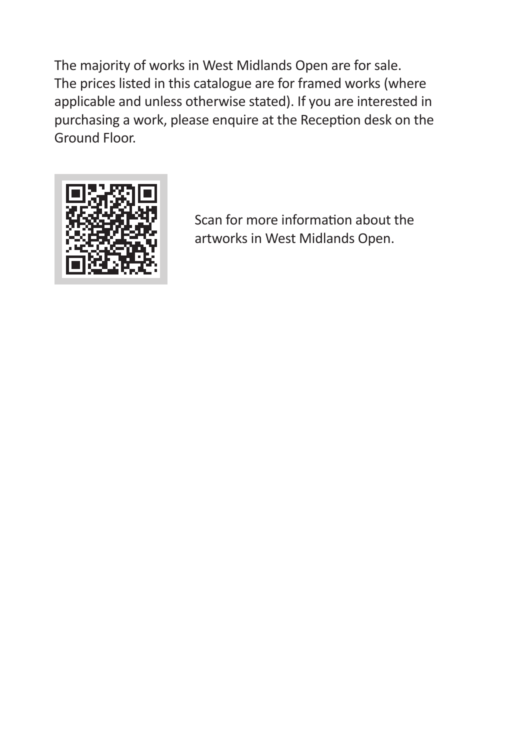The majority of works in West Midlands Open are for sale. The prices listed in this catalogue are for framed works (where applicable and unless otherwise stated). If you are interested in purchasing a work, please enquire at the Reception desk on the Ground Floor.

Scan for more information about the artworks in West Midlands Open.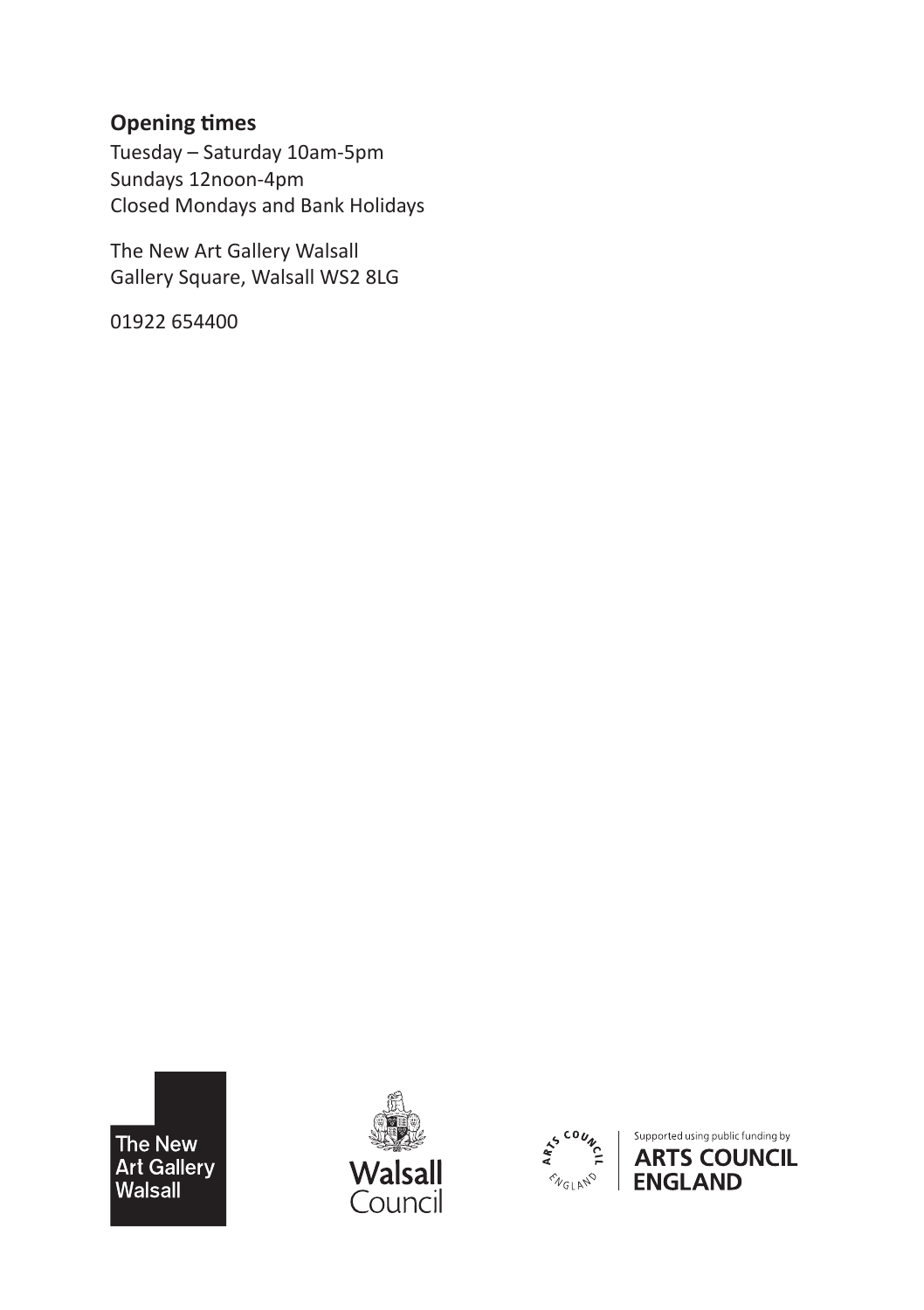**Opening times**

Tuesday – Saturday 10am-5pm
Sundays 12noon-4pm
Closed Mondays and Bank Holidays

The New Art Gallery Walsall
Gallery Square, Walsall WS2 8LG

01922 654400

The New Art Gallery Walsall

Walsall Council

Supported using public funding by ARTS COUNCIL ENGLAND